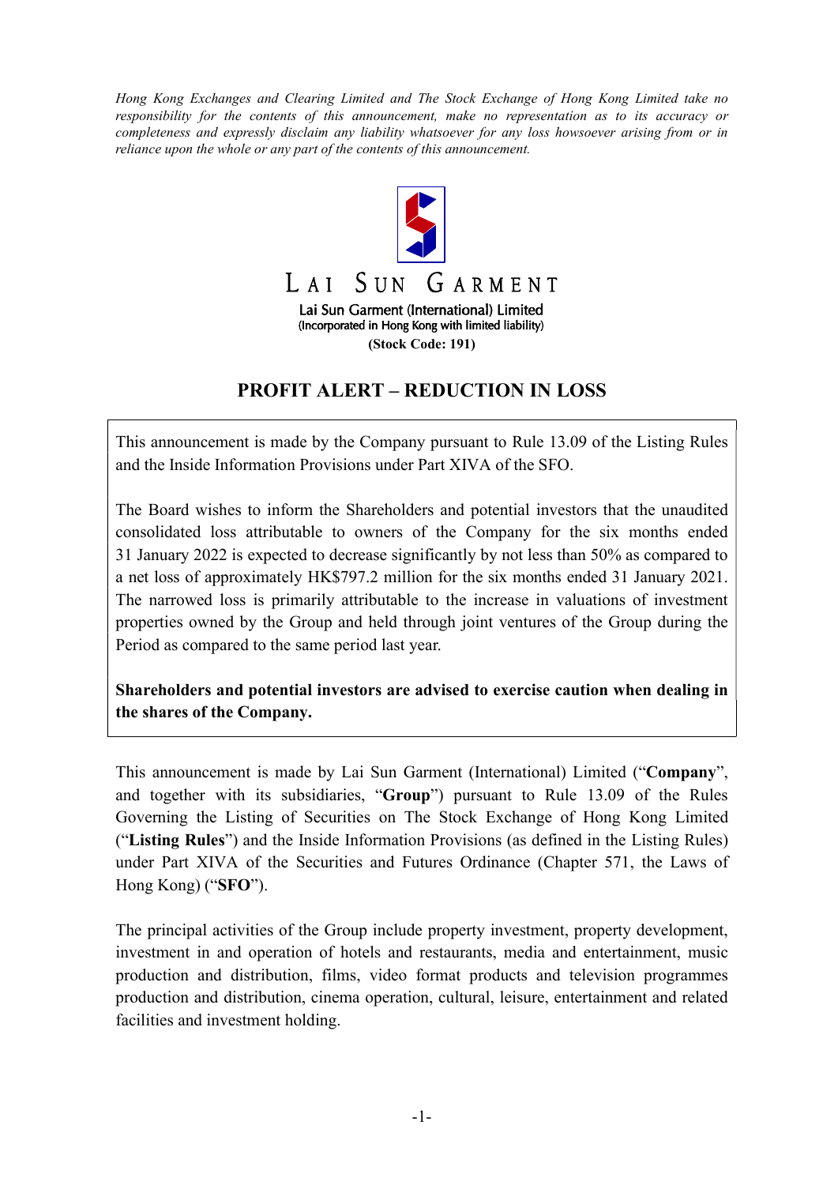*Hong Kong Exchanges and Clearing Limited and The Stock Exchange of Hong Kong Limited take no responsibility for the contents of this announcement, make no representation as to its accuracy or completeness and expressly disclaim any liability whatsoever for any loss howsoever arising from or in reliance upon the whole or any part of the contents of this announcement.*

LAI SUN GARMENT

Lai Sun Garment (International) Limited
(Incorporated in Hong Kong with limited liability)
**(Stock Code: 191)**

# PROFIT ALERT – REDUCTION IN LOSS

This announcement is made by the Company pursuant to Rule 13.09 of the Listing Rules and the Inside Information Provisions under Part XIVA of the SFO.

The Board wishes to inform the Shareholders and potential investors that the unaudited consolidated loss attributable to owners of the Company for the six months ended 31 January 2022 is expected to decrease significantly by not less than 50% as compared to a net loss of approximately HK$797.2 million for the six months ended 31 January 2021. The narrowed loss is primarily attributable to the increase in valuations of investment properties owned by the Group and held through joint ventures of the Group during the Period as compared to the same period last year.

**Shareholders and potential investors are advised to exercise caution when dealing in the shares of the Company.**

This announcement is made by Lai Sun Garment (International) Limited ("**Company**", and together with its subsidiaries, "**Group**") pursuant to Rule 13.09 of the Rules Governing the Listing of Securities on The Stock Exchange of Hong Kong Limited ("**Listing Rules**") and the Inside Information Provisions (as defined in the Listing Rules) under Part XIVA of the Securities and Futures Ordinance (Chapter 571, the Laws of Hong Kong) ("**SFO**").

The principal activities of the Group include property investment, property development, investment in and operation of hotels and restaurants, media and entertainment, music production and distribution, films, video format products and television programmes production and distribution, cinema operation, cultural, leisure, entertainment and related facilities and investment holding.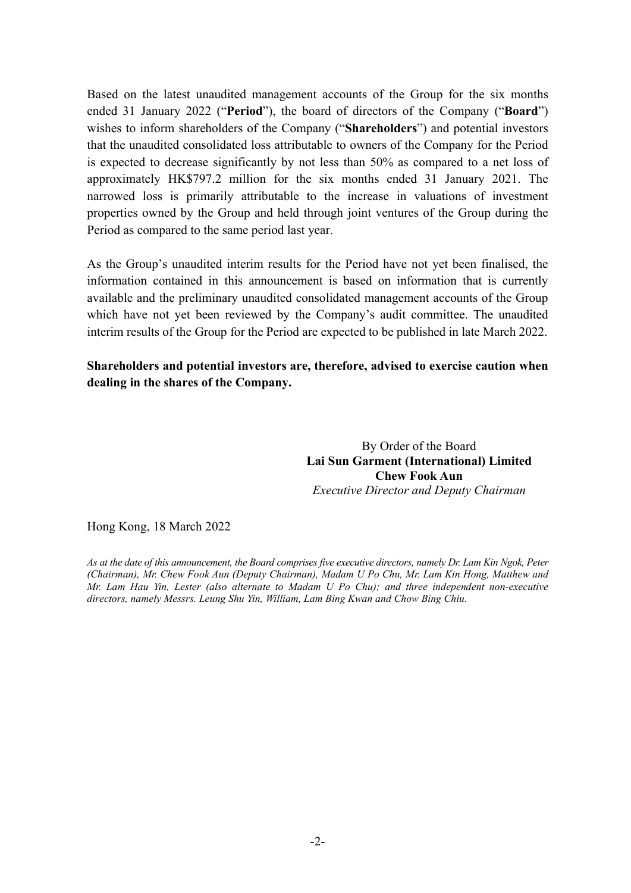Based on the latest unaudited management accounts of the Group for the six months ended 31 January 2022 ("**Period**"), the board of directors of the Company ("**Board**") wishes to inform shareholders of the Company ("**Shareholders**") and potential investors that the unaudited consolidated loss attributable to owners of the Company for the Period is expected to decrease significantly by not less than 50% as compared to a net loss of approximately HK$797.2 million for the six months ended 31 January 2021. The narrowed loss is primarily attributable to the increase in valuations of investment properties owned by the Group and held through joint ventures of the Group during the Period as compared to the same period last year.

As the Group's unaudited interim results for the Period have not yet been finalised, the information contained in this announcement is based on information that is currently available and the preliminary unaudited consolidated management accounts of the Group which have not yet been reviewed by the Company's audit committee. The unaudited interim results of the Group for the Period are expected to be published in late March 2022.

**Shareholders and potential investors are, therefore, advised to exercise caution when dealing in the shares of the Company.**

By Order of the Board
**Lai Sun Garment (International) Limited**
**Chew Fook Aun**
*Executive Director and Deputy Chairman*

Hong Kong, 18 March 2022

*As at the date of this announcement, the Board comprises five executive directors, namely Dr. Lam Kin Ngok, Peter (Chairman), Mr. Chew Fook Aun (Deputy Chairman), Madam U Po Chu, Mr. Lam Kin Hong, Matthew and Mr. Lam Hau Yin, Lester (also alternate to Madam U Po Chu); and three independent non-executive directors, namely Messrs. Leung Shu Yin, William, Lam Bing Kwan and Chow Bing Chiu.*